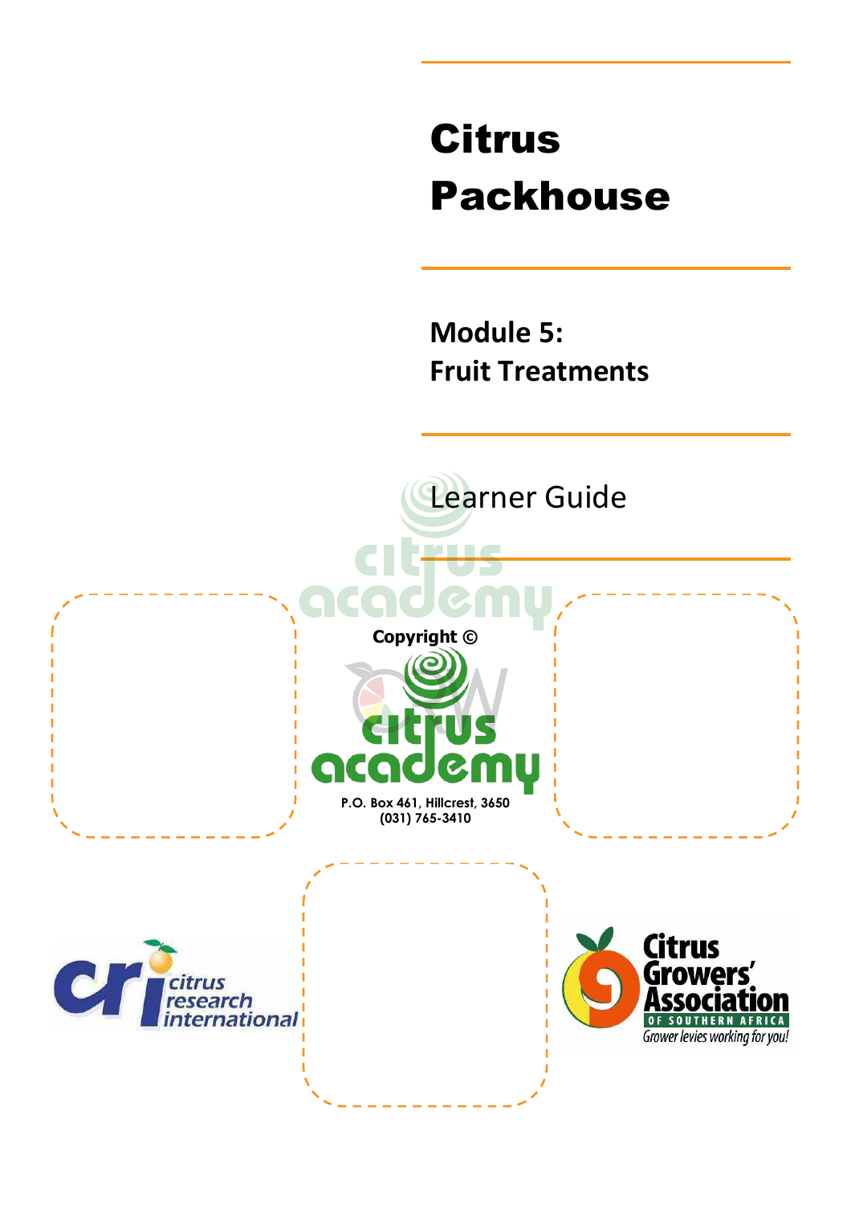# Citrus Packhouse

## Module 5: Fruit Treatments

Learner Guide

Copyright ©

P.O. Box 461, Hillcrest, 3650
(031) 765-3410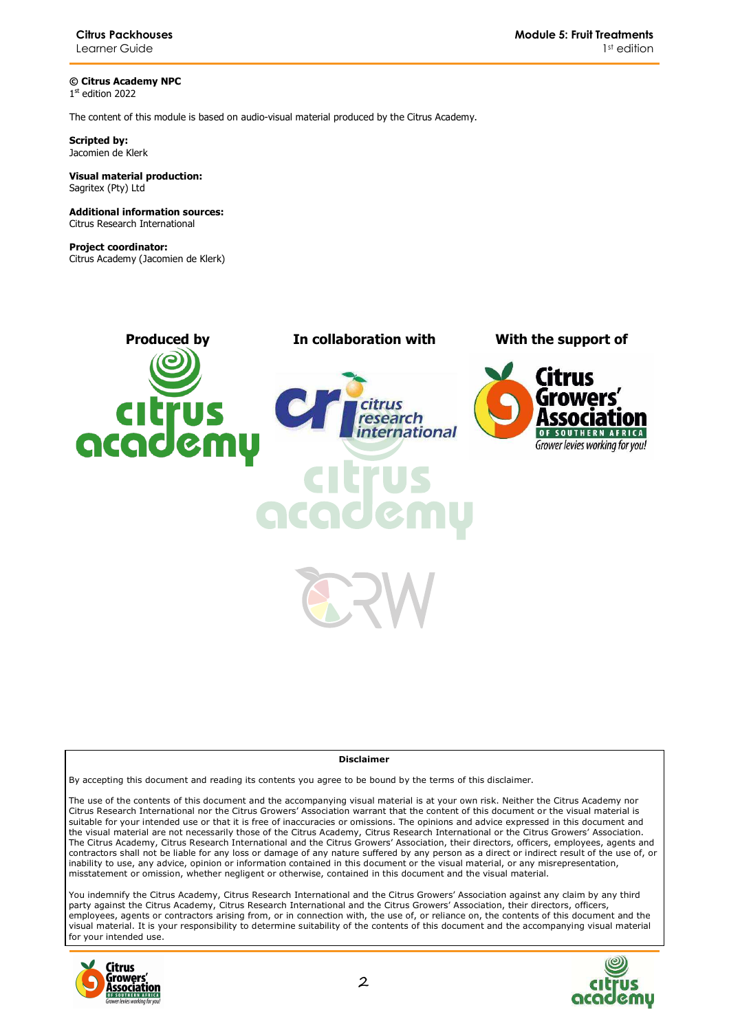**© Citrus Academy NPC**
1st edition 2022

The content of this module is based on audio-visual material produced by the Citrus Academy.

**Scripted by:**
Jacomien de Klerk

**Visual material production:**
Sagritex (Pty) Ltd

**Additional information sources:**
Citrus Research International

**Project coordinator:**
Citrus Academy (Jacomien de Klerk)

**Produced by** | **In collaboration with** | **With the support of**

**Disclaimer**

By accepting this document and reading its contents you agree to be bound by the terms of this disclaimer.

The use of the contents of this document and the accompanying visual material is at your own risk. Neither the Citrus Academy nor Citrus Research International nor the Citrus Growers' Association warrant that the content of this document or the visual material is suitable for your intended use or that it is free of inaccuracies or omissions. The opinions and advice expressed in this document and the visual material are not necessarily those of the Citrus Academy, Citrus Research International or the Citrus Growers' Association. The Citrus Academy, Citrus Research International and the Citrus Growers' Association, their directors, officers, employees, agents and contractors shall not be liable for any loss or damage of any nature suffered by any person as a direct or indirect result of the use of, or inability to use, any advice, opinion or information contained in this document or the visual material, or any misrepresentation, misstatement or omission, whether negligent or otherwise, contained in this document and the visual material.

You indemnify the Citrus Academy, Citrus Research International and the Citrus Growers' Association against any claim by any third party against the Citrus Academy, Citrus Research International and the Citrus Growers' Association, their directors, officers, employees, agents or contractors arising from, or in connection with, the use of, or reliance on, the contents of this document and the visual material. It is your responsibility to determine suitability of the contents of this document and the accompanying visual material for your intended use.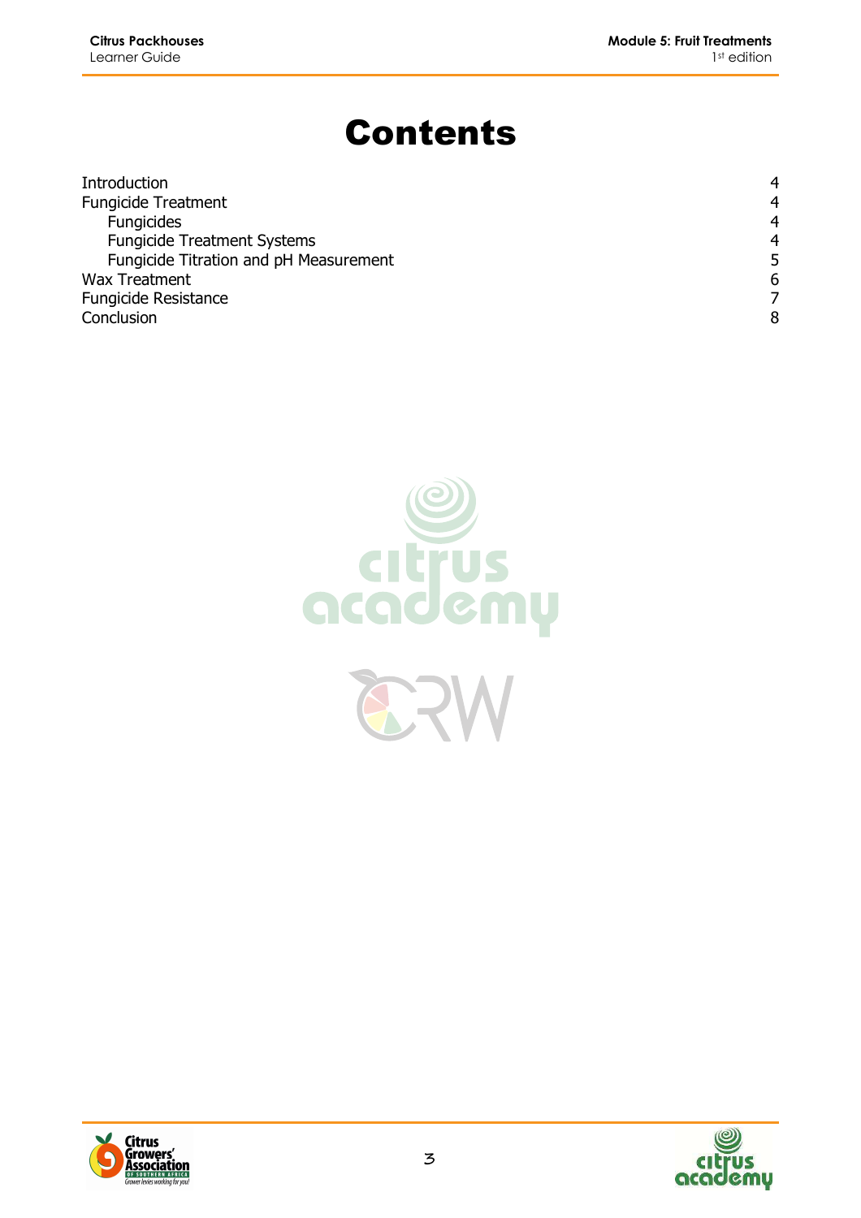# Contents

| | |
|---|---|
| Introduction | 4 |
| Fungicide Treatment | 4 |
| &nbsp;&nbsp;&nbsp;&nbsp;Fungicides | 4 |
| &nbsp;&nbsp;&nbsp;&nbsp;Fungicide Treatment Systems | 4 |
| &nbsp;&nbsp;&nbsp;&nbsp;Fungicide Titration and pH Measurement | 5 |
| Wax Treatment | 6 |
| Fungicide Resistance | 7 |
| Conclusion | 8 |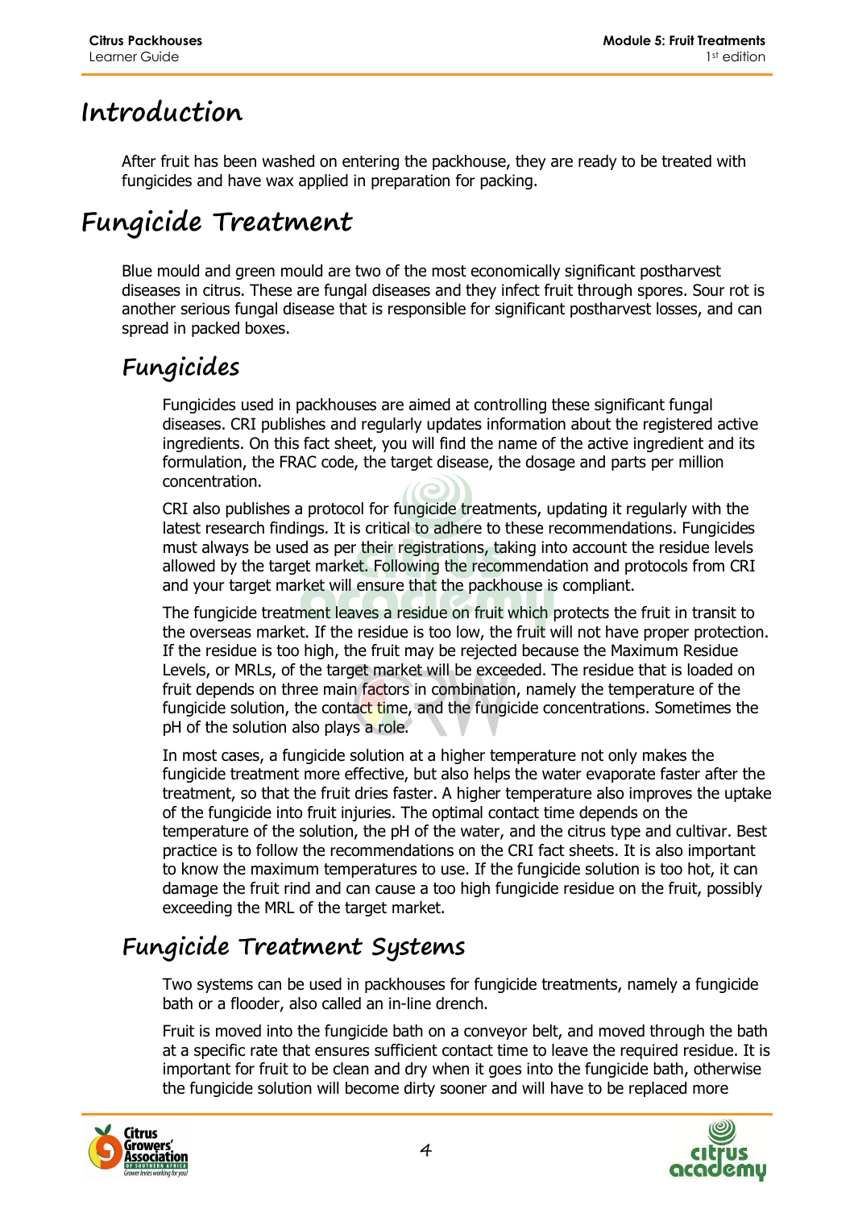# Introduction

After fruit has been washed on entering the packhouse, they are ready to be treated with fungicides and have wax applied in preparation for packing.

# Fungicide Treatment

Blue mould and green mould are two of the most economically significant postharvest diseases in citrus. These are fungal diseases and they infect fruit through spores. Sour rot is another serious fungal disease that is responsible for significant postharvest losses, and can spread in packed boxes.

## Fungicides

Fungicides used in packhouses are aimed at controlling these significant fungal diseases. CRI publishes and regularly updates information about the registered active ingredients. On this fact sheet, you will find the name of the active ingredient and its formulation, the FRAC code, the target disease, the dosage and parts per million concentration.

CRI also publishes a protocol for fungicide treatments, updating it regularly with the latest research findings. It is critical to adhere to these recommendations. Fungicides must always be used as per their registrations, taking into account the residue levels allowed by the target market. Following the recommendation and protocols from CRI and your target market will ensure that the packhouse is compliant.

The fungicide treatment leaves a residue on fruit which protects the fruit in transit to the overseas market. If the residue is too low, the fruit will not have proper protection. If the residue is too high, the fruit may be rejected because the Maximum Residue Levels, or MRLs, of the target market will be exceeded. The residue that is loaded on fruit depends on three main factors in combination, namely the temperature of the fungicide solution, the contact time, and the fungicide concentrations. Sometimes the pH of the solution also plays a role.

In most cases, a fungicide solution at a higher temperature not only makes the fungicide treatment more effective, but also helps the water evaporate faster after the treatment, so that the fruit dries faster. A higher temperature also improves the uptake of the fungicide into fruit injuries. The optimal contact time depends on the temperature of the solution, the pH of the water, and the citrus type and cultivar. Best practice is to follow the recommendations on the CRI fact sheets. It is also important to know the maximum temperatures to use. If the fungicide solution is too hot, it can damage the fruit rind and can cause a too high fungicide residue on the fruit, possibly exceeding the MRL of the target market.

## Fungicide Treatment Systems

Two systems can be used in packhouses for fungicide treatments, namely a fungicide bath or a flooder, also called an in-line drench.

Fruit is moved into the fungicide bath on a conveyor belt, and moved through the bath at a specific rate that ensures sufficient contact time to leave the required residue. It is important for fruit to be clean and dry when it goes into the fungicide bath, otherwise the fungicide solution will become dirty sooner and will have to be replaced more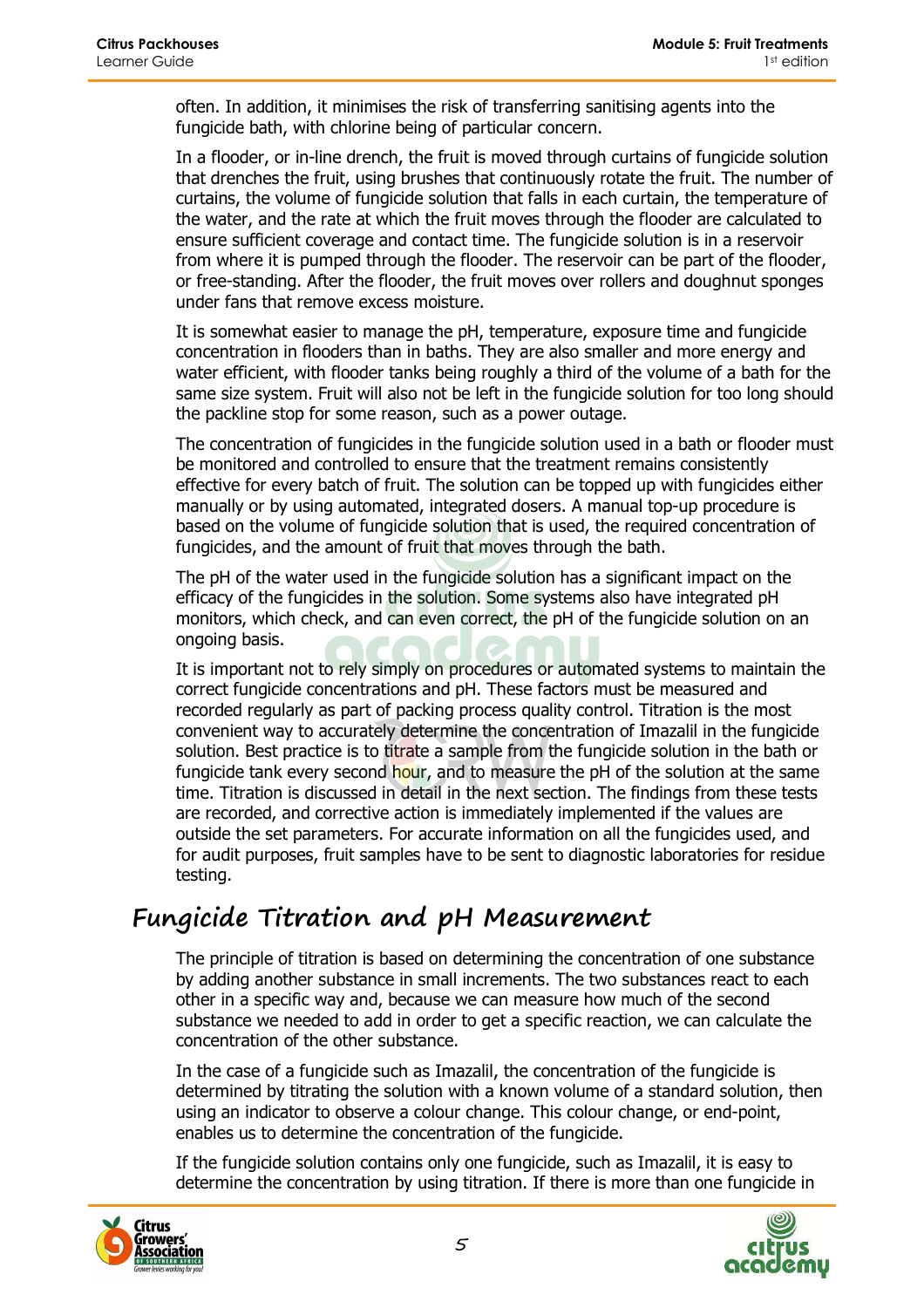often. In addition, it minimises the risk of transferring sanitising agents into the fungicide bath, with chlorine being of particular concern.

In a flooder, or in-line drench, the fruit is moved through curtains of fungicide solution that drenches the fruit, using brushes that continuously rotate the fruit. The number of curtains, the volume of fungicide solution that falls in each curtain, the temperature of the water, and the rate at which the fruit moves through the flooder are calculated to ensure sufficient coverage and contact time. The fungicide solution is in a reservoir from where it is pumped through the flooder. The reservoir can be part of the flooder, or free-standing. After the flooder, the fruit moves over rollers and doughnut sponges under fans that remove excess moisture.

It is somewhat easier to manage the pH, temperature, exposure time and fungicide concentration in flooders than in baths. They are also smaller and more energy and water efficient, with flooder tanks being roughly a third of the volume of a bath for the same size system. Fruit will also not be left in the fungicide solution for too long should the packline stop for some reason, such as a power outage.

The concentration of fungicides in the fungicide solution used in a bath or flooder must be monitored and controlled to ensure that the treatment remains consistently effective for every batch of fruit. The solution can be topped up with fungicides either manually or by using automated, integrated dosers. A manual top-up procedure is based on the volume of fungicide solution that is used, the required concentration of fungicides, and the amount of fruit that moves through the bath.

The pH of the water used in the fungicide solution has a significant impact on the efficacy of the fungicides in the solution. Some systems also have integrated pH monitors, which check, and can even correct, the pH of the fungicide solution on an ongoing basis.

It is important not to rely simply on procedures or automated systems to maintain the correct fungicide concentrations and pH. These factors must be measured and recorded regularly as part of packing process quality control. Titration is the most convenient way to accurately determine the concentration of Imazalil in the fungicide solution. Best practice is to titrate a sample from the fungicide solution in the bath or fungicide tank every second hour, and to measure the pH of the solution at the same time. Titration is discussed in detail in the next section. The findings from these tests are recorded, and corrective action is immediately implemented if the values are outside the set parameters. For accurate information on all the fungicides used, and for audit purposes, fruit samples have to be sent to diagnostic laboratories for residue testing.

## Fungicide Titration and pH Measurement

The principle of titration is based on determining the concentration of one substance by adding another substance in small increments. The two substances react to each other in a specific way and, because we can measure how much of the second substance we needed to add in order to get a specific reaction, we can calculate the concentration of the other substance.

In the case of a fungicide such as Imazalil, the concentration of the fungicide is determined by titrating the solution with a known volume of a standard solution, then using an indicator to observe a colour change. This colour change, or end-point, enables us to determine the concentration of the fungicide.

If the fungicide solution contains only one fungicide, such as Imazalil, it is easy to determine the concentration by using titration. If there is more than one fungicide in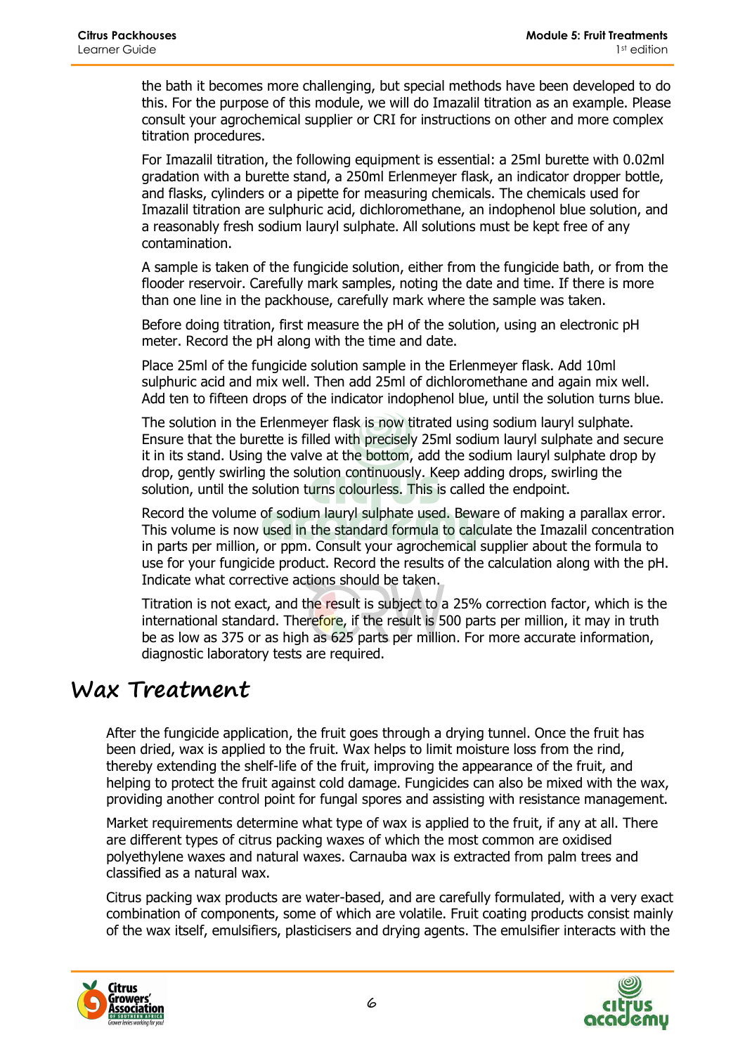the bath it becomes more challenging, but special methods have been developed to do this. For the purpose of this module, we will do Imazalil titration as an example. Please consult your agrochemical supplier or CRI for instructions on other and more complex titration procedures.

For Imazalil titration, the following equipment is essential: a 25ml burette with 0.02ml gradation with a burette stand, a 250ml Erlenmeyer flask, an indicator dropper bottle, and flasks, cylinders or a pipette for measuring chemicals. The chemicals used for Imazalil titration are sulphuric acid, dichloromethane, an indophenol blue solution, and a reasonably fresh sodium lauryl sulphate. All solutions must be kept free of any contamination.

A sample is taken of the fungicide solution, either from the fungicide bath, or from the flooder reservoir. Carefully mark samples, noting the date and time. If there is more than one line in the packhouse, carefully mark where the sample was taken.

Before doing titration, first measure the pH of the solution, using an electronic pH meter. Record the pH along with the time and date.

Place 25ml of the fungicide solution sample in the Erlenmeyer flask. Add 10ml sulphuric acid and mix well. Then add 25ml of dichloromethane and again mix well. Add ten to fifteen drops of the indicator indophenol blue, until the solution turns blue.

The solution in the Erlenmeyer flask is now titrated using sodium lauryl sulphate. Ensure that the burette is filled with precisely 25ml sodium lauryl sulphate and secure it in its stand. Using the valve at the bottom, add the sodium lauryl sulphate drop by drop, gently swirling the solution continuously. Keep adding drops, swirling the solution, until the solution turns colourless. This is called the endpoint.

Record the volume of sodium lauryl sulphate used. Beware of making a parallax error. This volume is now used in the standard formula to calculate the Imazalil concentration in parts per million, or ppm. Consult your agrochemical supplier about the formula to use for your fungicide product. Record the results of the calculation along with the pH. Indicate what corrective actions should be taken.

Titration is not exact, and the result is subject to a 25% correction factor, which is the international standard. Therefore, if the result is 500 parts per million, it may in truth be as low as 375 or as high as 625 parts per million. For more accurate information, diagnostic laboratory tests are required.

# Wax Treatment

After the fungicide application, the fruit goes through a drying tunnel. Once the fruit has been dried, wax is applied to the fruit. Wax helps to limit moisture loss from the rind, thereby extending the shelf-life of the fruit, improving the appearance of the fruit, and helping to protect the fruit against cold damage. Fungicides can also be mixed with the wax, providing another control point for fungal spores and assisting with resistance management.

Market requirements determine what type of wax is applied to the fruit, if any at all. There are different types of citrus packing waxes of which the most common are oxidised polyethylene waxes and natural waxes. Carnauba wax is extracted from palm trees and classified as a natural wax.

Citrus packing wax products are water-based, and are carefully formulated, with a very exact combination of components, some of which are volatile. Fruit coating products consist mainly of the wax itself, emulsifiers, plasticisers and drying agents. The emulsifier interacts with the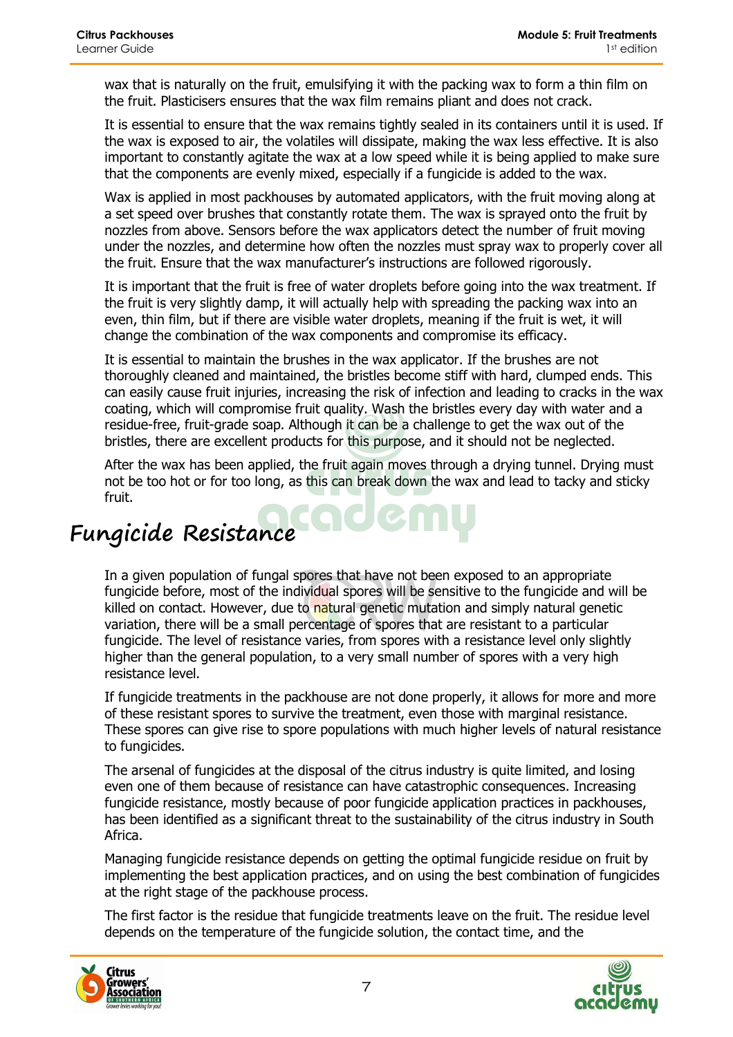wax that is naturally on the fruit, emulsifying it with the packing wax to form a thin film on the fruit. Plasticisers ensures that the wax film remains pliant and does not crack.

It is essential to ensure that the wax remains tightly sealed in its containers until it is used. If the wax is exposed to air, the volatiles will dissipate, making the wax less effective. It is also important to constantly agitate the wax at a low speed while it is being applied to make sure that the components are evenly mixed, especially if a fungicide is added to the wax.

Wax is applied in most packhouses by automated applicators, with the fruit moving along at a set speed over brushes that constantly rotate them. The wax is sprayed onto the fruit by nozzles from above. Sensors before the wax applicators detect the number of fruit moving under the nozzles, and determine how often the nozzles must spray wax to properly cover all the fruit. Ensure that the wax manufacturer's instructions are followed rigorously.

It is important that the fruit is free of water droplets before going into the wax treatment. If the fruit is very slightly damp, it will actually help with spreading the packing wax into an even, thin film, but if there are visible water droplets, meaning if the fruit is wet, it will change the combination of the wax components and compromise its efficacy.

It is essential to maintain the brushes in the wax applicator. If the brushes are not thoroughly cleaned and maintained, the bristles become stiff with hard, clumped ends. This can easily cause fruit injuries, increasing the risk of infection and leading to cracks in the wax coating, which will compromise fruit quality. Wash the bristles every day with water and a residue-free, fruit-grade soap. Although it can be a challenge to get the wax out of the bristles, there are excellent products for this purpose, and it should not be neglected.

After the wax has been applied, the fruit again moves through a drying tunnel. Drying must not be too hot or for too long, as this can break down the wax and lead to tacky and sticky fruit.

# Fungicide Resistance

In a given population of fungal spores that have not been exposed to an appropriate fungicide before, most of the individual spores will be sensitive to the fungicide and will be killed on contact. However, due to natural genetic mutation and simply natural genetic variation, there will be a small percentage of spores that are resistant to a particular fungicide. The level of resistance varies, from spores with a resistance level only slightly higher than the general population, to a very small number of spores with a very high resistance level.

If fungicide treatments in the packhouse are not done properly, it allows for more and more of these resistant spores to survive the treatment, even those with marginal resistance. These spores can give rise to spore populations with much higher levels of natural resistance to fungicides.

The arsenal of fungicides at the disposal of the citrus industry is quite limited, and losing even one of them because of resistance can have catastrophic consequences. Increasing fungicide resistance, mostly because of poor fungicide application practices in packhouses, has been identified as a significant threat to the sustainability of the citrus industry in South Africa.

Managing fungicide resistance depends on getting the optimal fungicide residue on fruit by implementing the best application practices, and on using the best combination of fungicides at the right stage of the packhouse process.

The first factor is the residue that fungicide treatments leave on the fruit. The residue level depends on the temperature of the fungicide solution, the contact time, and the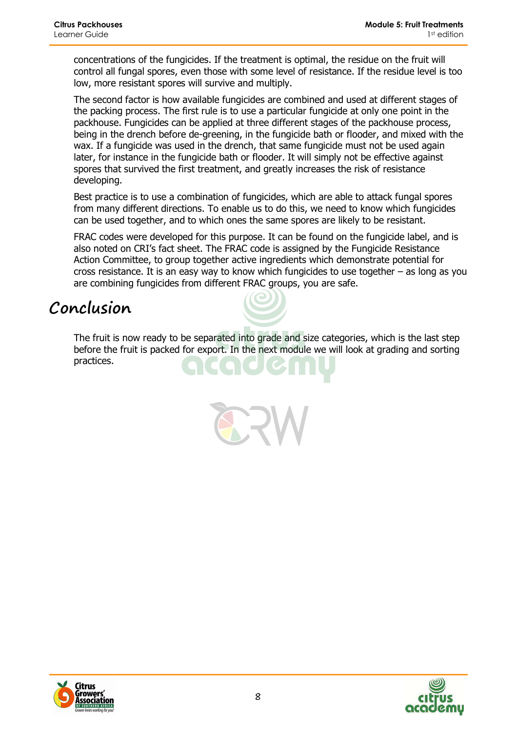concentrations of the fungicides. If the treatment is optimal, the residue on the fruit will control all fungal spores, even those with some level of resistance. If the residue level is too low, more resistant spores will survive and multiply.

The second factor is how available fungicides are combined and used at different stages of the packing process. The first rule is to use a particular fungicide at only one point in the packhouse. Fungicides can be applied at three different stages of the packhouse process, being in the drench before de-greening, in the fungicide bath or flooder, and mixed with the wax. If a fungicide was used in the drench, that same fungicide must not be used again later, for instance in the fungicide bath or flooder. It will simply not be effective against spores that survived the first treatment, and greatly increases the risk of resistance developing.

Best practice is to use a combination of fungicides, which are able to attack fungal spores from many different directions. To enable us to do this, we need to know which fungicides can be used together, and to which ones the same spores are likely to be resistant.

FRAC codes were developed for this purpose. It can be found on the fungicide label, and is also noted on CRI's fact sheet. The FRAC code is assigned by the Fungicide Resistance Action Committee, to group together active ingredients which demonstrate potential for cross resistance. It is an easy way to know which fungicides to use together – as long as you are combining fungicides from different FRAC groups, you are safe.

# Conclusion

The fruit is now ready to be separated into grade and size categories, which is the last step before the fruit is packed for export. In the next module we will look at grading and sorting practices.